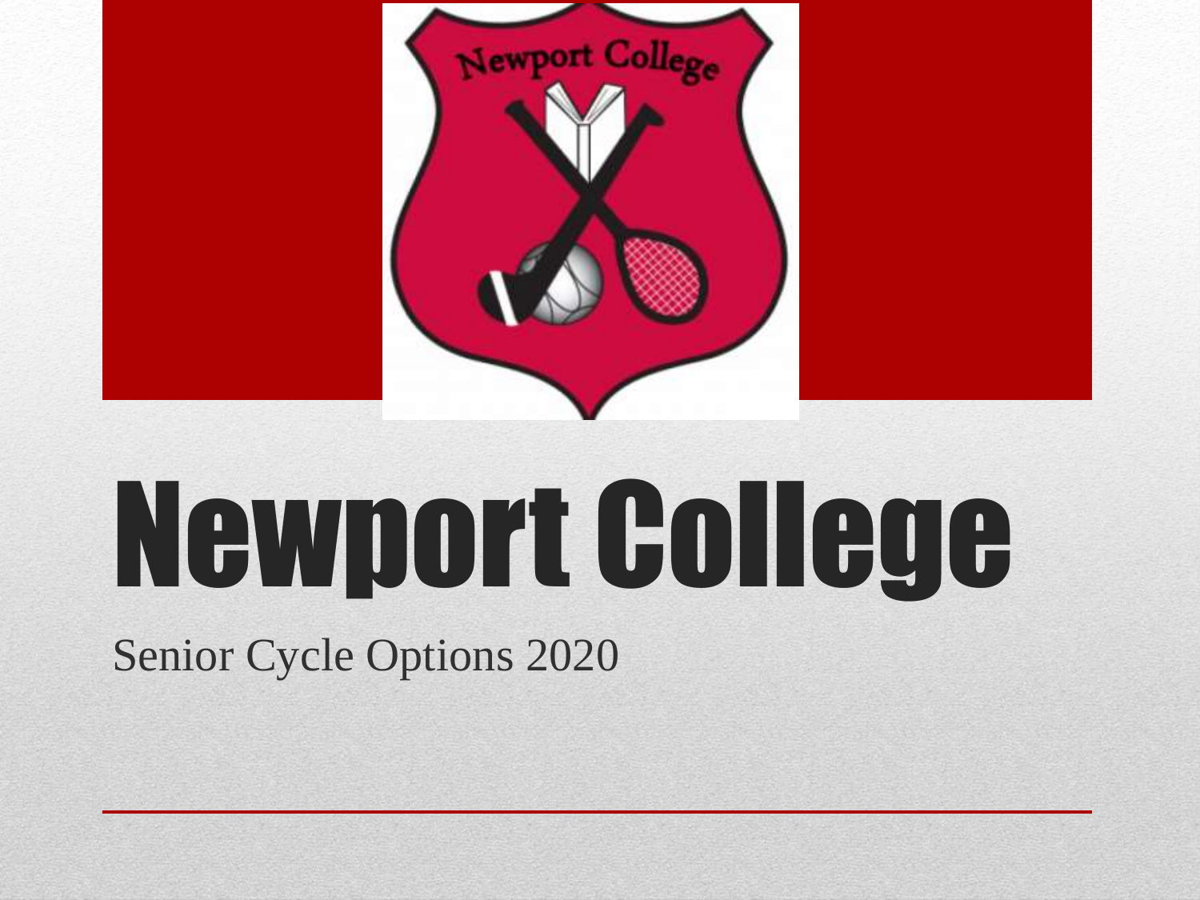# Newport College

Senior Cycle Options 2020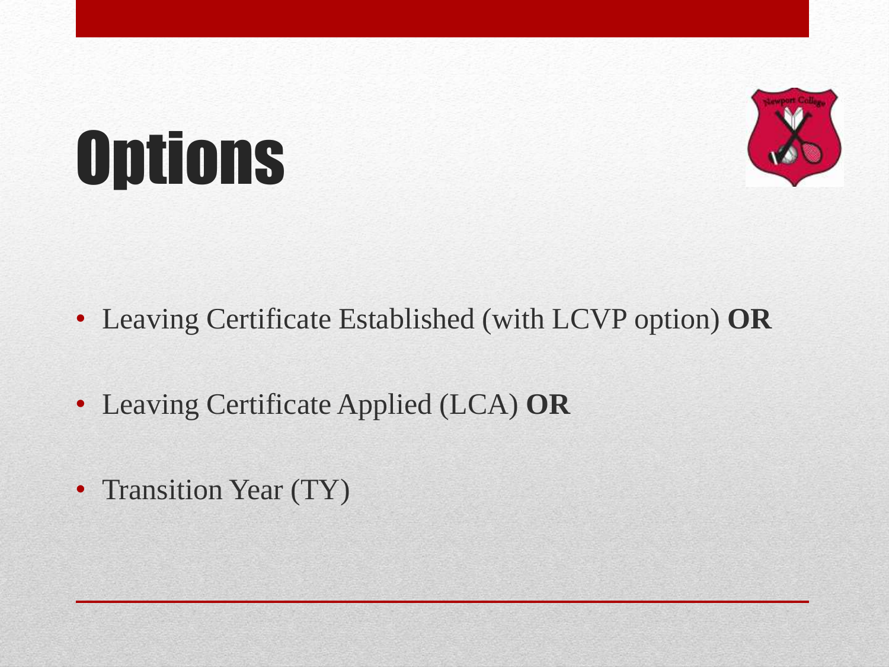# Options

- Leaving Certificate Established (with LCVP option) **OR**
- Leaving Certificate Applied (LCA) **OR**
- Transition Year (TY)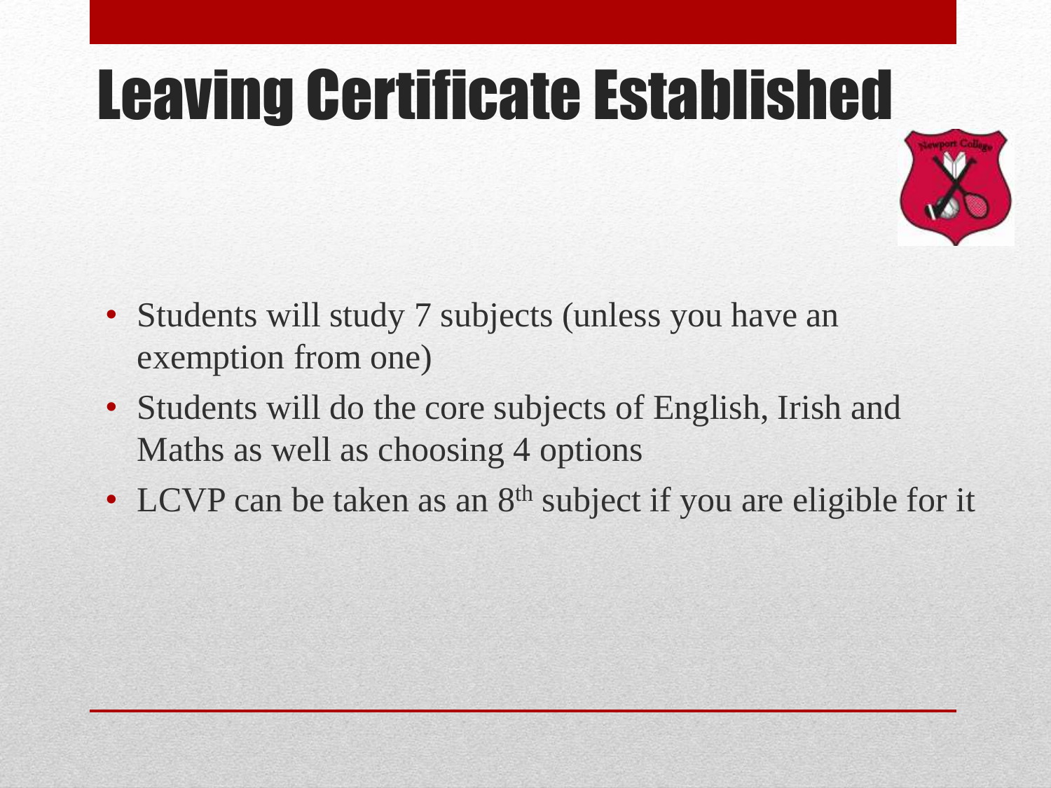# Leaving Certificate Established

- Students will study 7 subjects (unless you have an exemption from one)
- Students will do the core subjects of English, Irish and Maths as well as choosing 4 options
- LCVP can be taken as an 8th subject if you are eligible for it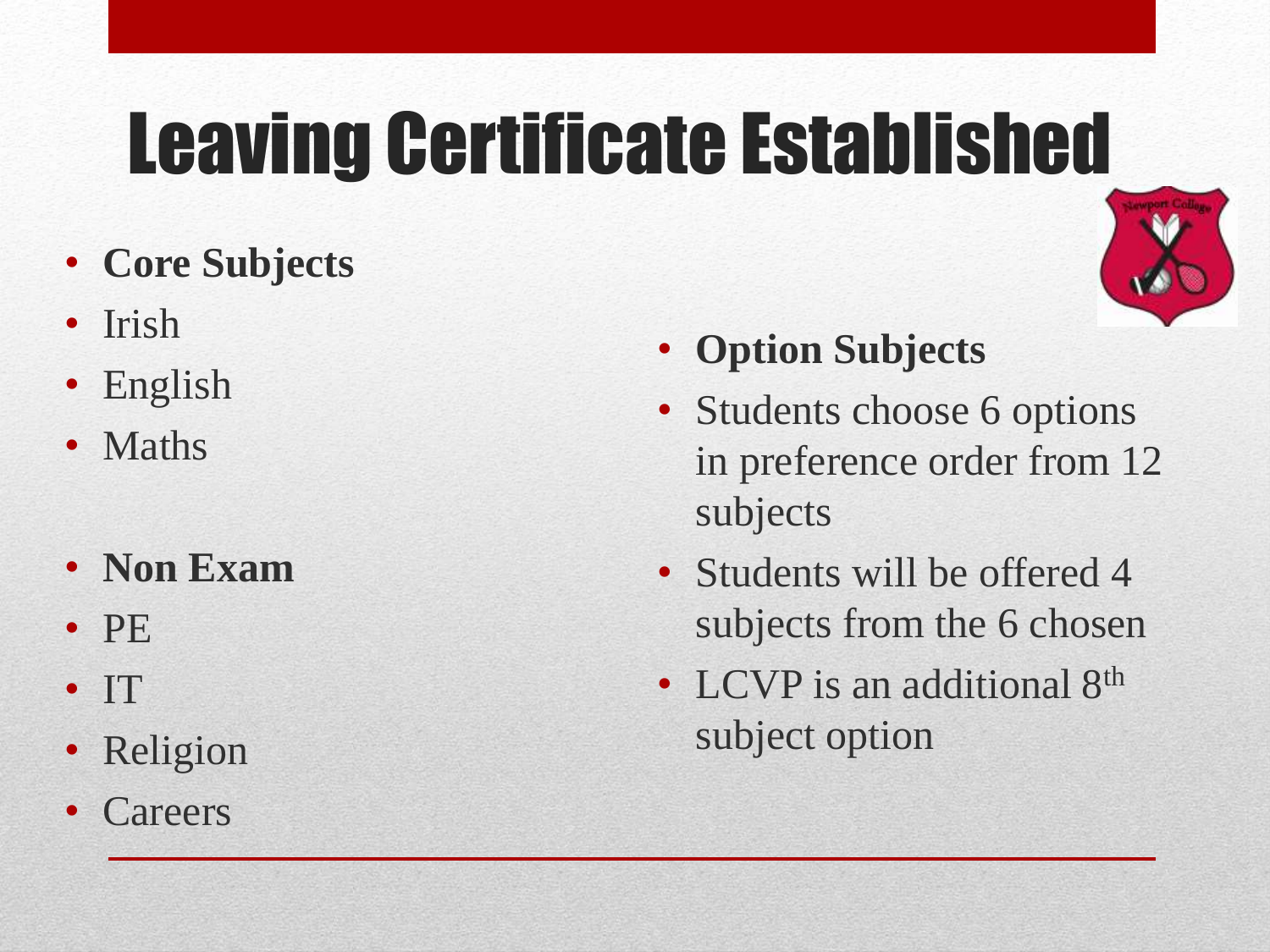# Leaving Certificate Established

- **Core Subjects**
- Irish
- English
- Maths

- **Non Exam**
- PE
- IT
- Religion
- Careers

- **Option Subjects**
- Students choose 6 options in preference order from 12 subjects
- Students will be offered 4 subjects from the 6 chosen
- LCVP is an additional 8th subject option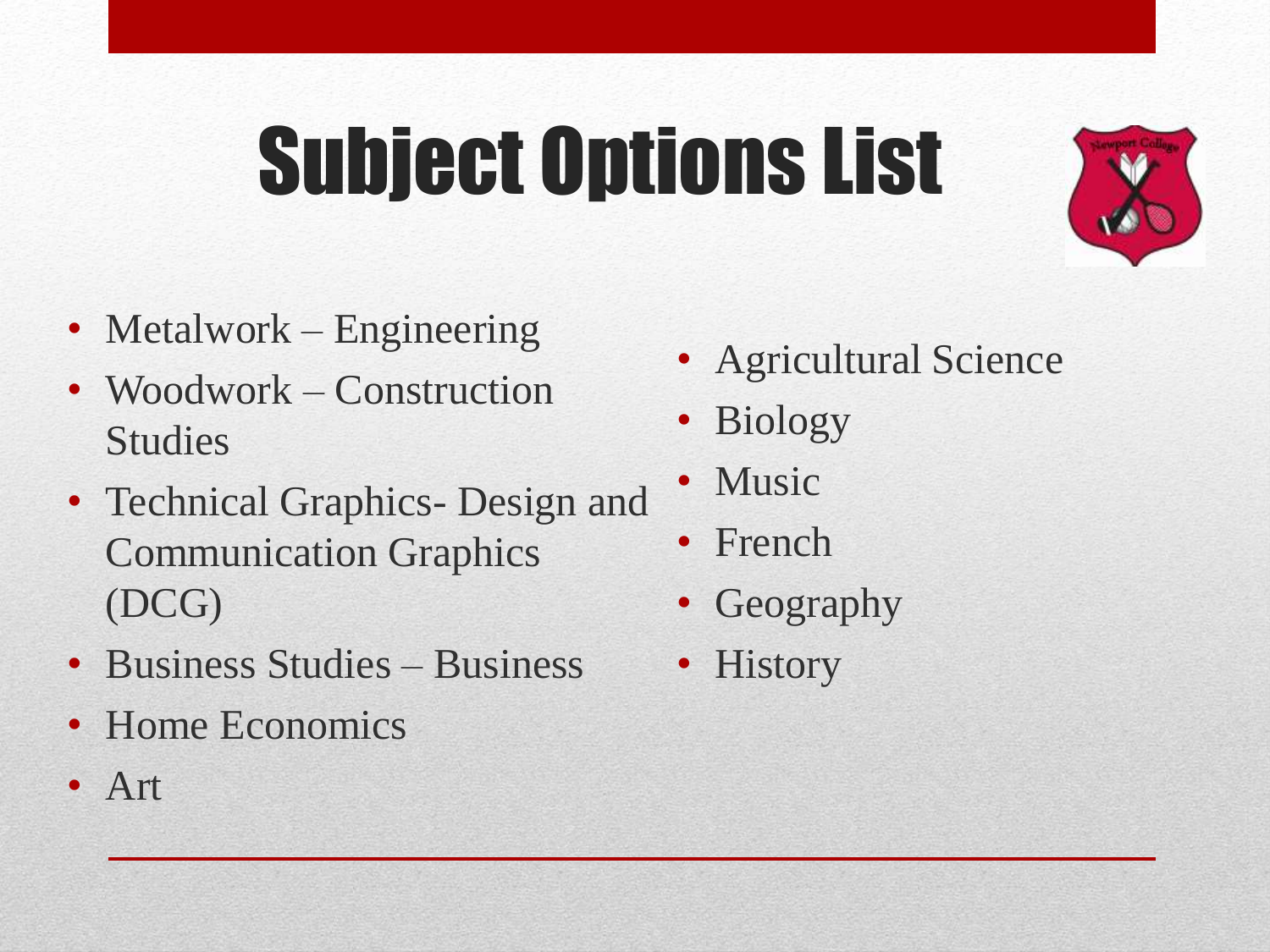# Subject Options List

- Metalwork – Engineering
- Woodwork – Construction Studies
- Technical Graphics- Design and Communication Graphics (DCG)
- Business Studies – Business
- Home Economics
- Art
- Agricultural Science
- Biology
- Music
- French
- Geography
- History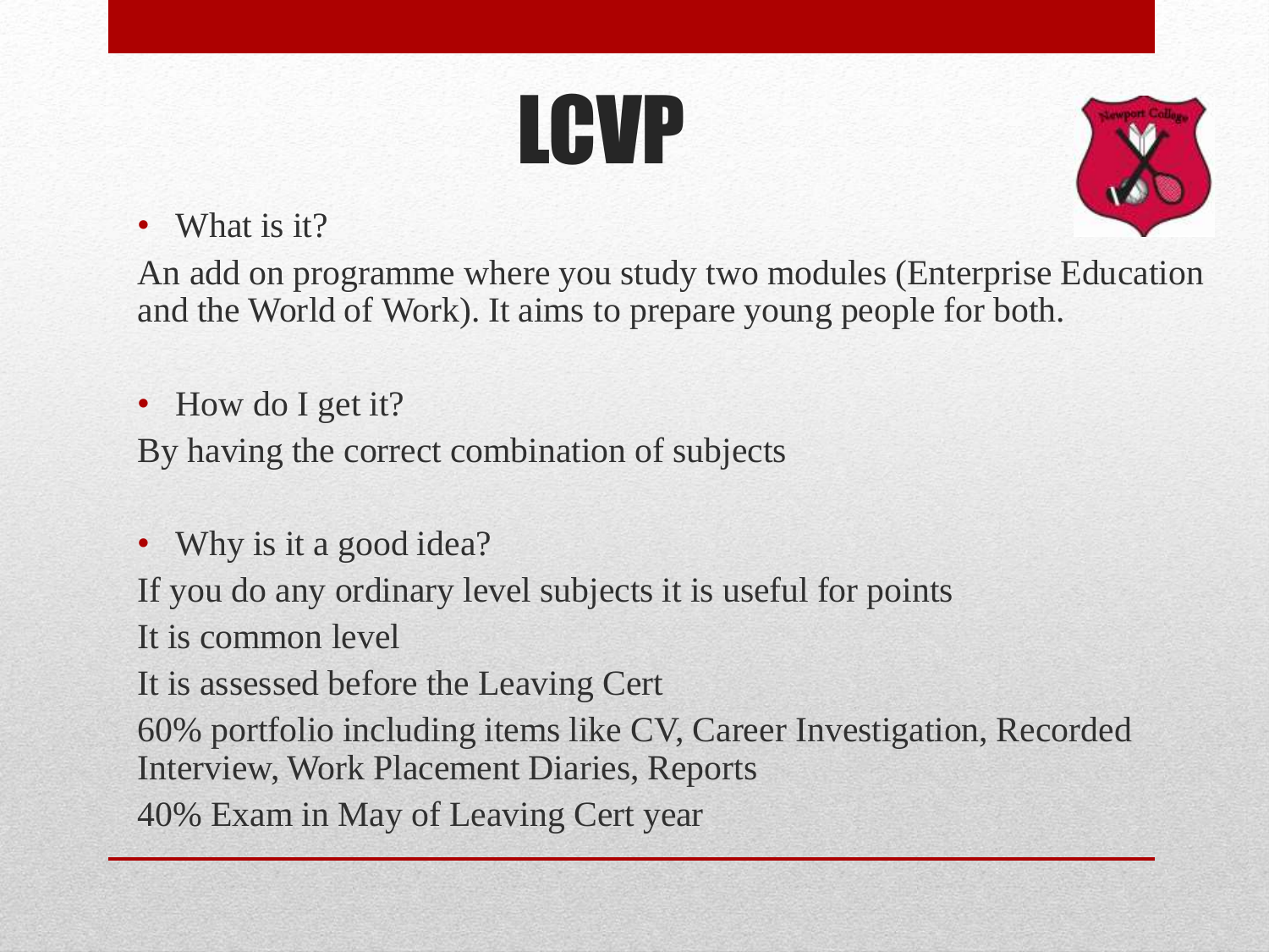# LCVP

- What is it?

An add on programme where you study two modules (Enterprise Education and the World of Work). It aims to prepare young people for both.

- How do I get it?

By having the correct combination of subjects

- Why is it a good idea?

If you do any ordinary level subjects it is useful for points

It is common level

It is assessed before the Leaving Cert

60% portfolio including items like CV, Career Investigation, Recorded Interview, Work Placement Diaries, Reports

40% Exam in May of Leaving Cert year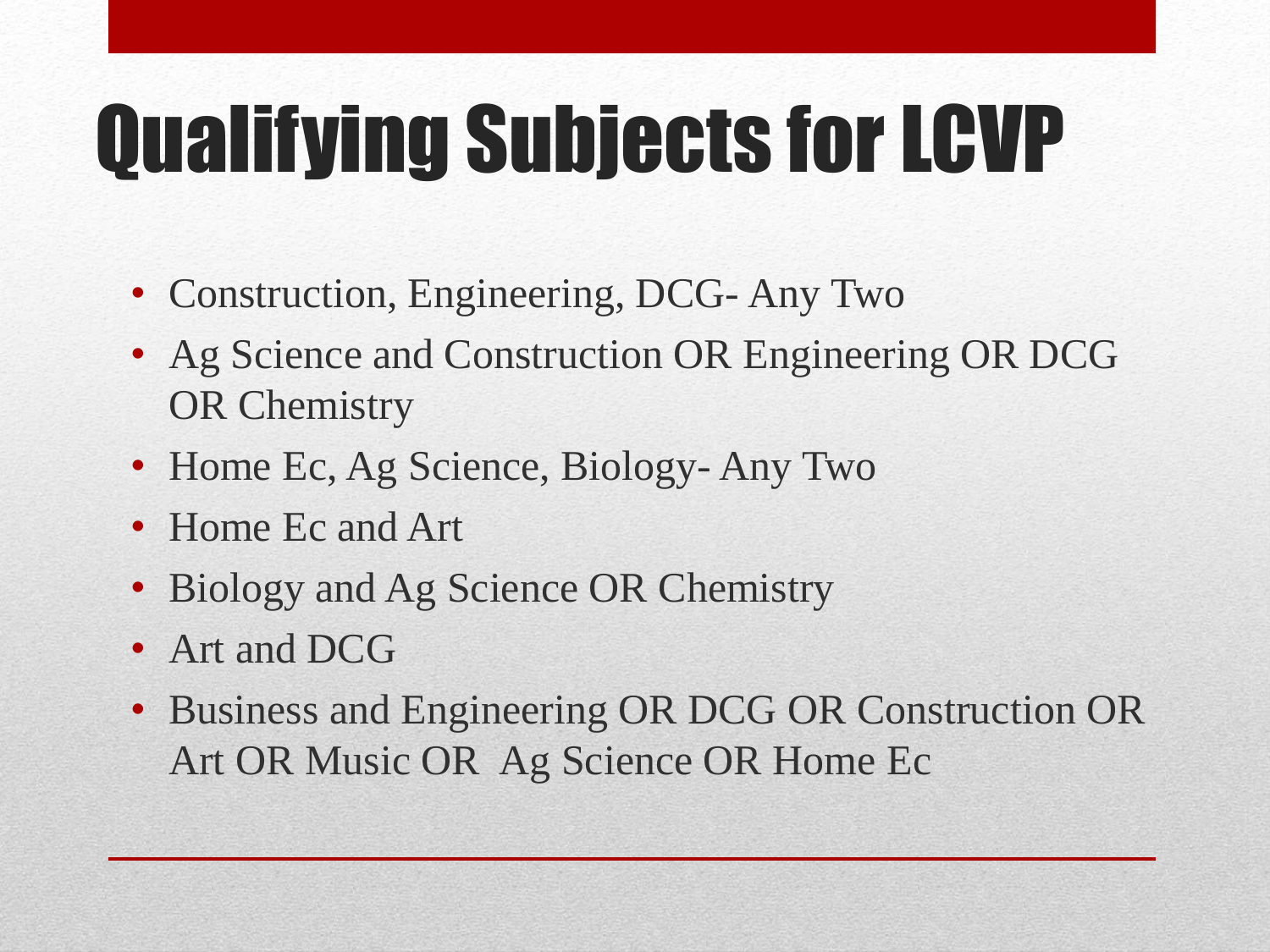# Qualifying Subjects for LCVP

- Construction, Engineering, DCG- Any Two
- Ag Science and Construction OR Engineering OR DCG OR Chemistry
- Home Ec, Ag Science, Biology- Any Two
- Home Ec and Art
- Biology and Ag Science OR Chemistry
- Art and DCG
- Business and Engineering OR DCG OR Construction OR Art OR Music OR Ag Science OR Home Ec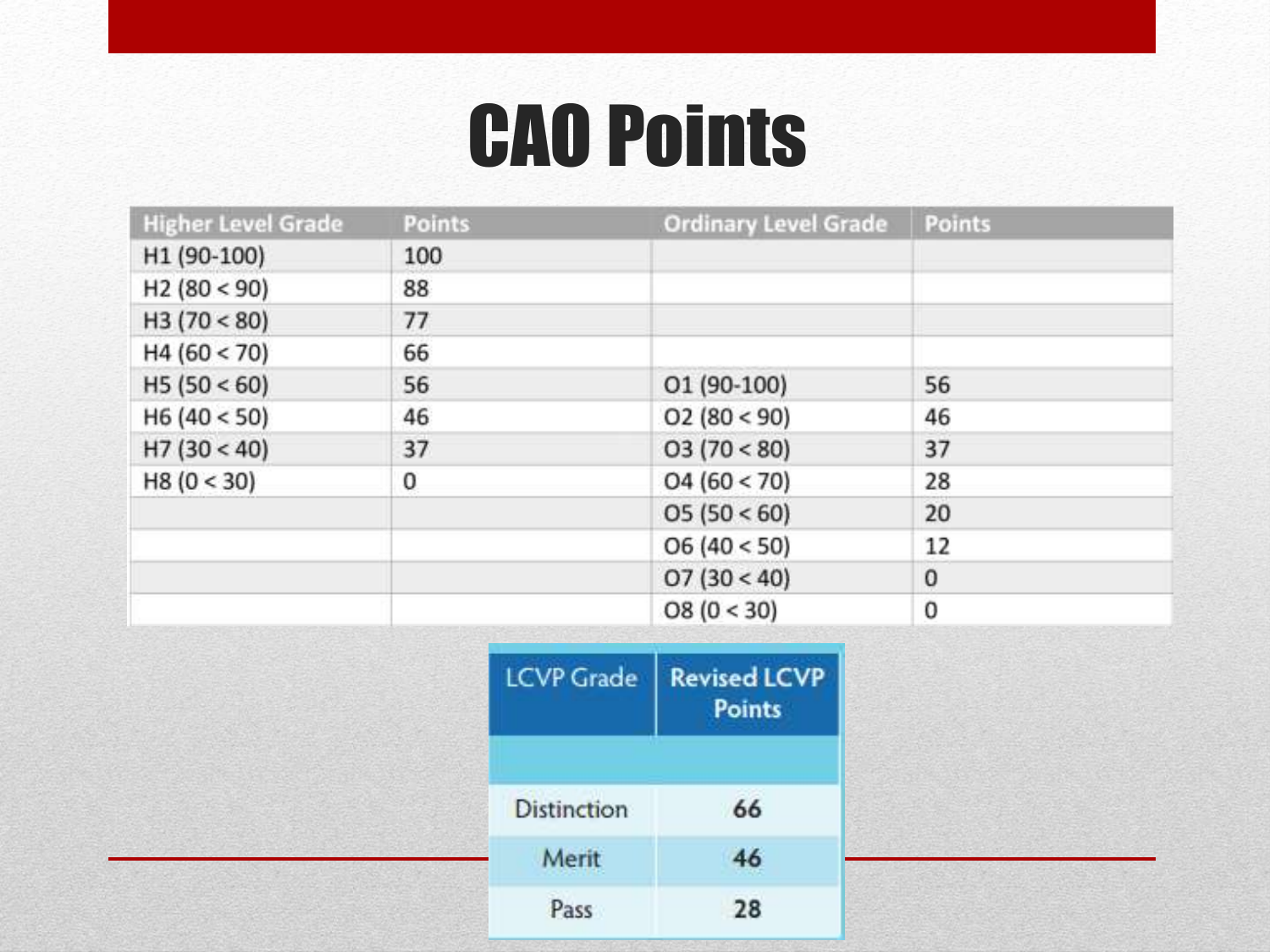# CAO Points

| Higher Level Grade | Points | Ordinary Level Grade | Points |
|---|---|---|---|
| H1 (90-100) | 100 | | |
| H2 (80 < 90) | 88 | | |
| H3 (70 < 80) | 77 | | |
| H4 (60 < 70) | 66 | | |
| H5 (50 < 60) | 56 | O1 (90-100) | 56 |
| H6 (40 < 50) | 46 | O2 (80 < 90) | 46 |
| H7 (30 < 40) | 37 | O3 (70 < 80) | 37 |
| H8 (0 < 30) | 0 | O4 (60 < 70) | 28 |
| | | O5 (50 < 60) | 20 |
| | | O6 (40 < 50) | 12 |
| | | O7 (30 < 40) | 0 |
| | | O8 (0 < 30) | 0 |

| LCVP Grade | Revised LCVP Points |
|---|---|
| | |
| Distinction | 66 |
| Merit | 46 |
| Pass | 28 |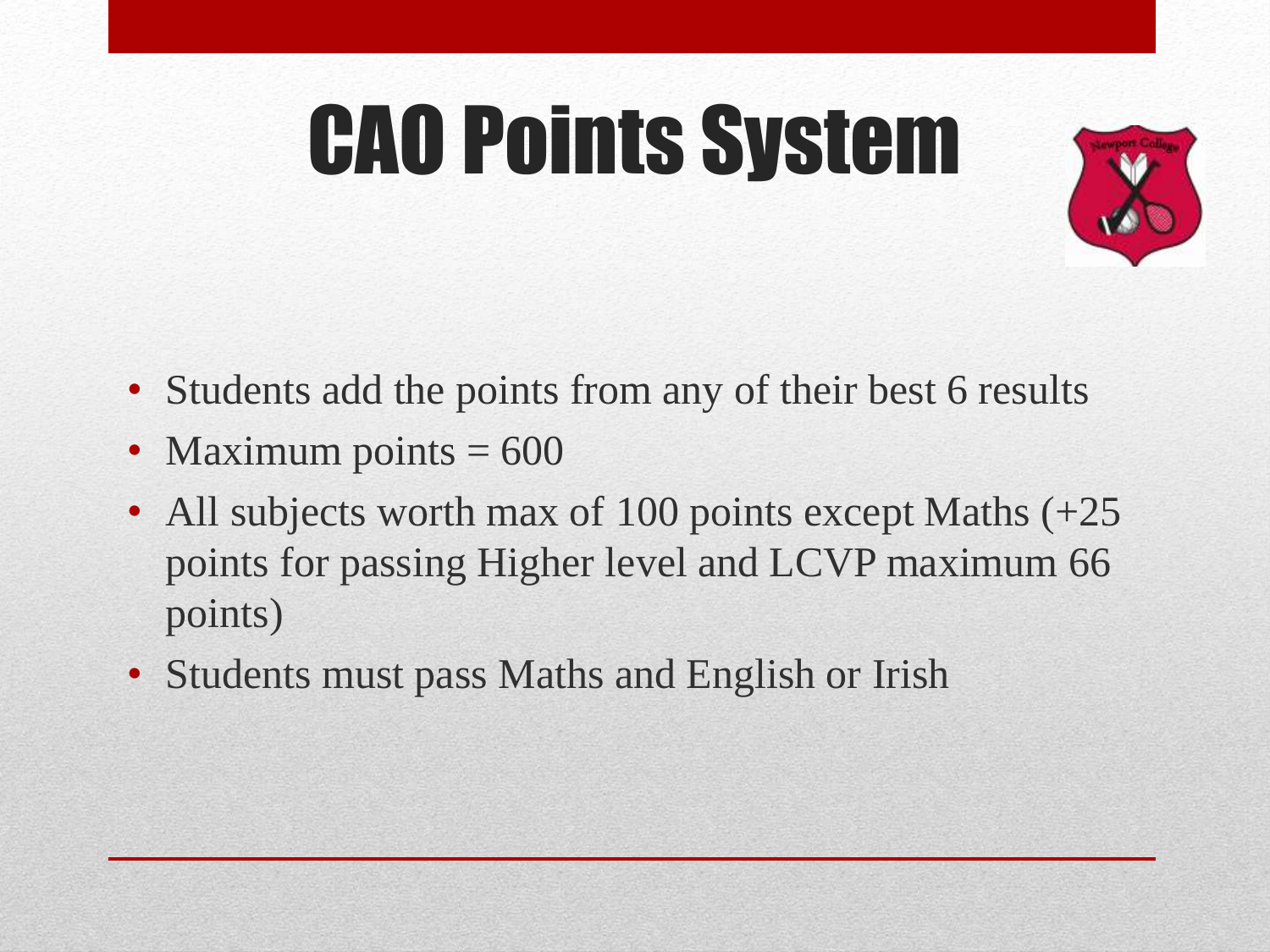# CAO Points System

- Students add the points from any of their best 6 results
- Maximum points = 600
- All subjects worth max of 100 points except Maths (+25 points for passing Higher level and LCVP maximum 66 points)
- Students must pass Maths and English or Irish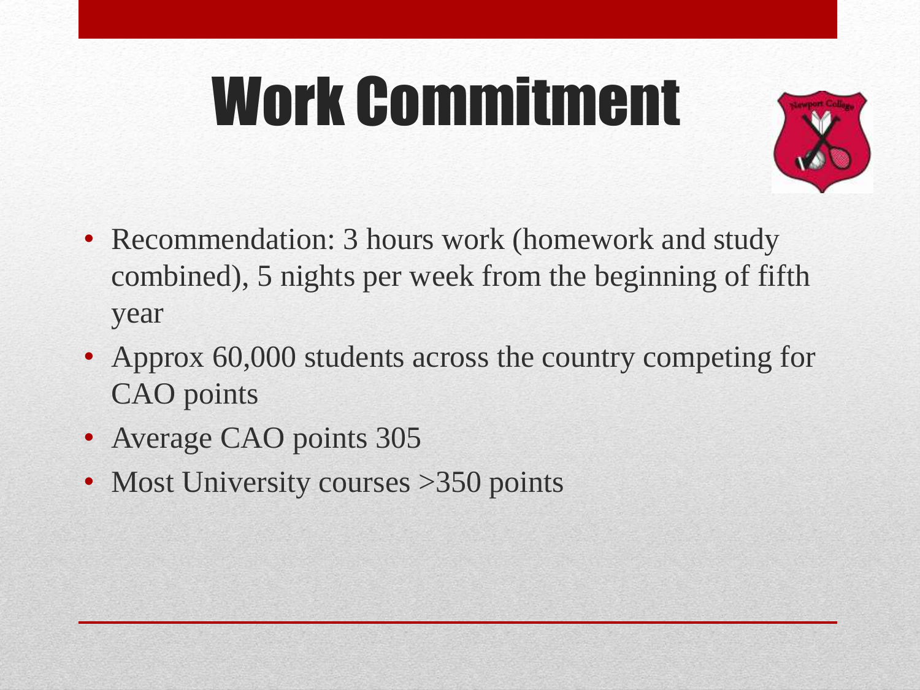# Work Commitment

- Recommendation: 3 hours work (homework and study combined), 5 nights per week from the beginning of fifth year
- Approx 60,000 students across the country competing for CAO points
- Average CAO points 305
- Most University courses >350 points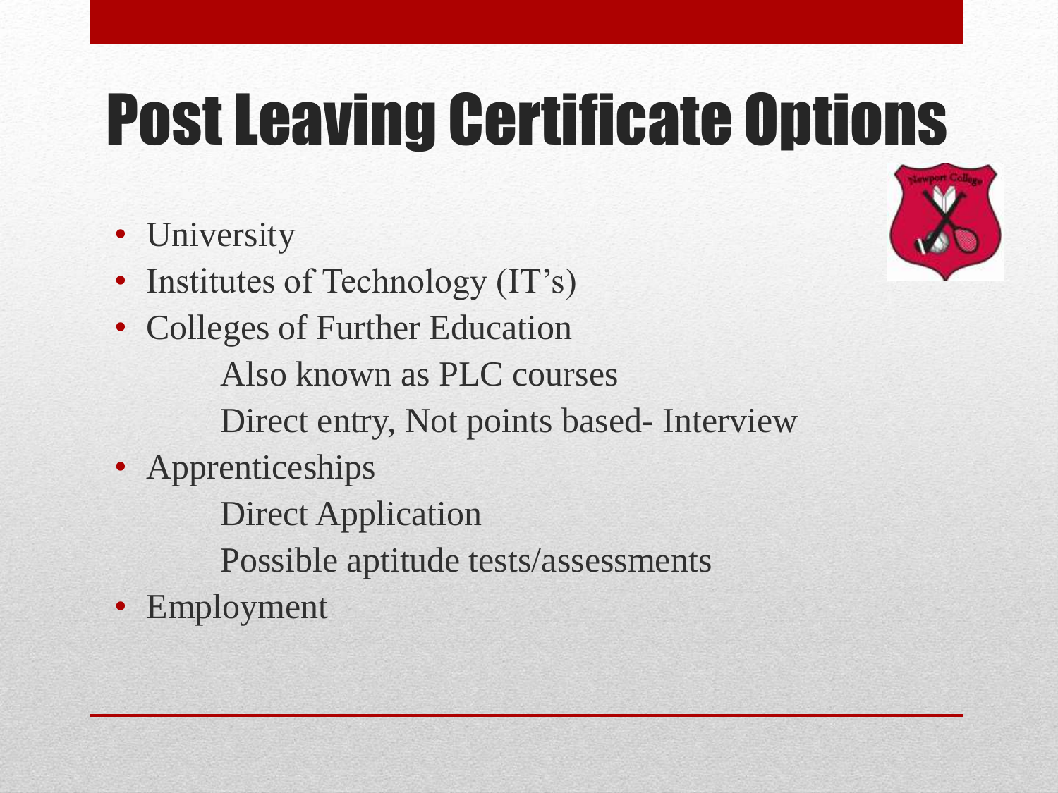# Post Leaving Certificate Options

- University
- Institutes of Technology (IT's)
- Colleges of Further Education
  - Also known as PLC courses
  - Direct entry, Not points based- Interview
- Apprenticeships
  - Direct Application
  - Possible aptitude tests/assessments
- Employment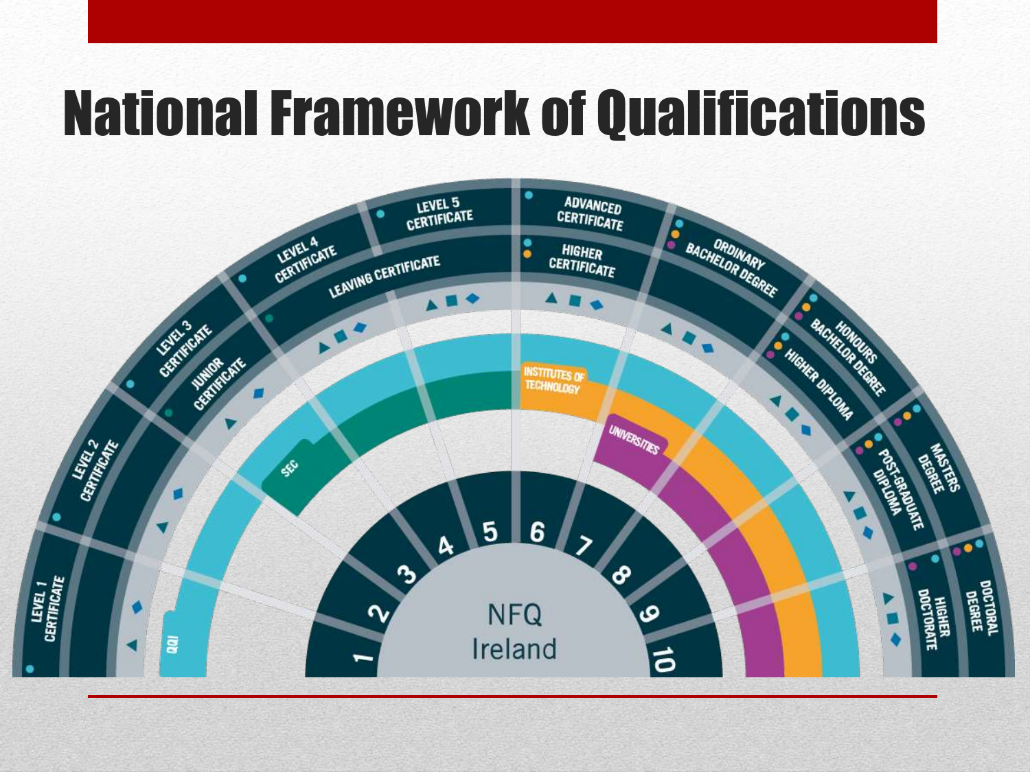# National Framework of Qualifications

NFQ Ireland

| Level | Award Types |
| --- | --- |
| 1 | Level 1 Certificate |
| 2 | Level 2 Certificate |
| 3 | Level 3 Certificate; Junior Certificate |
| 4 | Level 4 Certificate; Leaving Certificate |
| 5 | Level 5 Certificate; Leaving Certificate |
| 6 | Advanced Certificate; Higher Certificate |
| 7 | Ordinary Bachelor Degree |
| 8 | Honours Bachelor Degree; Higher Diploma |
| 9 | Masters Degree; Post-Graduate Diploma |
| 10 | Doctoral Degree; Higher Doctorate |

QQI

SEC

Institutes of Technology

Universities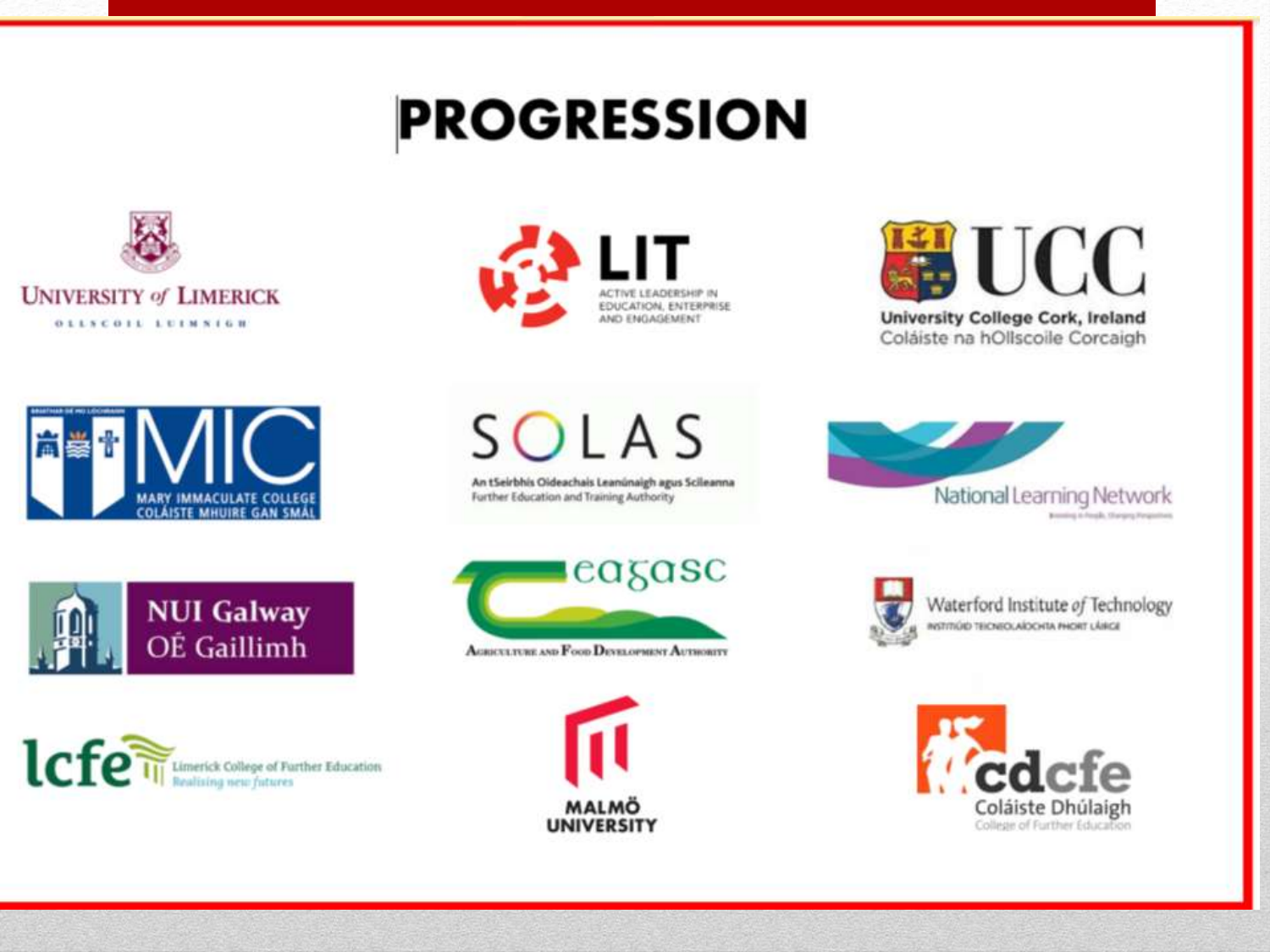# PROGRESSION

University of Limerick
Ollscoil Luimnigh

LIT
Active Leadership in Education, Enterprise and Engagement

UCC
University College Cork, Ireland
Coláiste na hOllscoile Corcaigh

MIC
Mary Immaculate College
Coláiste Mhuire Gan Smál

SOLAS
An tSeirbhís Oideachais Leanúnaigh agus Scileanna
Further Education and Training Authority

National Learning Network

NUI Galway
OÉ Gaillimh

Teagasc
Agriculture and Food Development Authority

Waterford Institute of Technology
Institiúid Teicneolaíochta Phort Láirge

lcfe
Limerick College of Further Education
Realising new futures

Malmö University

cdcfe
Coláiste Dhúlaigh
College of Further Education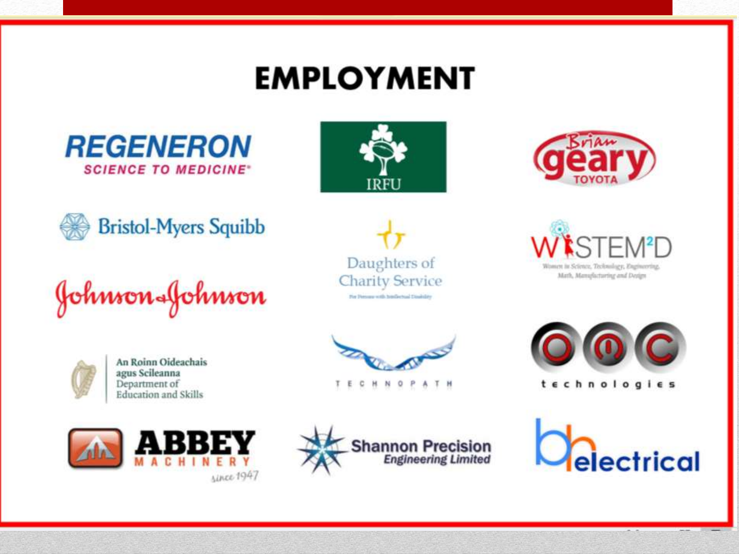# EMPLOYMENT

REGENERON
SCIENCE TO MEDICINE

IRFU

Brian geary TOYOTA

Bristol-Myers Squibb

Daughters of Charity Service
For Persons with Intellectual Disability

WiSTEM$^2$D
Women in Science, Technology, Engineering, Math, Manufacturing and Design

Johnson & Johnson

An Roinn Oideachais agus Scileanna
Department of Education and Skills

TECHNOPATH

OMC technologies

ABBEY MACHINERY
since 1947

Shannon Precision Engineering Limited

bh electrical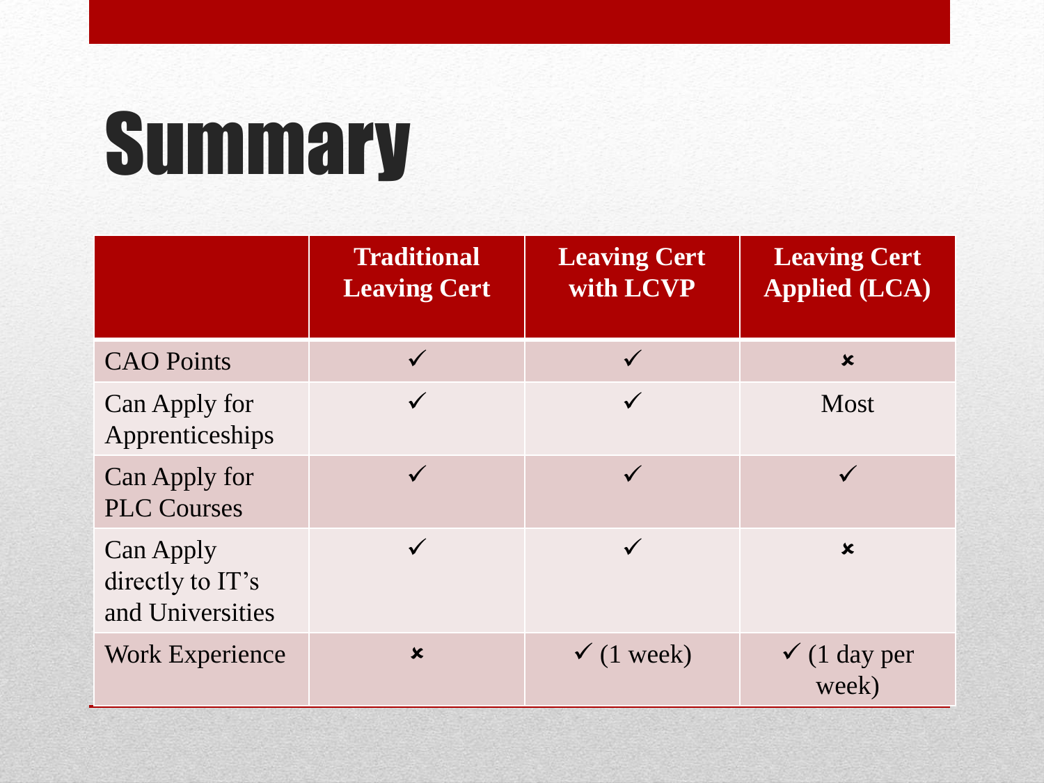# Summary

| | Traditional Leaving Cert | Leaving Cert with LCVP | Leaving Cert Applied (LCA) |
|---|---|---|---|
| CAO Points | ✓ | ✓ | ✗ |
| Can Apply for Apprenticeships | ✓ | ✓ | Most |
| Can Apply for PLC Courses | ✓ | ✓ | ✓ |
| Can Apply directly to IT's and Universities | ✓ | ✓ | ✗ |
| Work Experience | ✗ | ✓ (1 week) | ✓ (1 day per week) |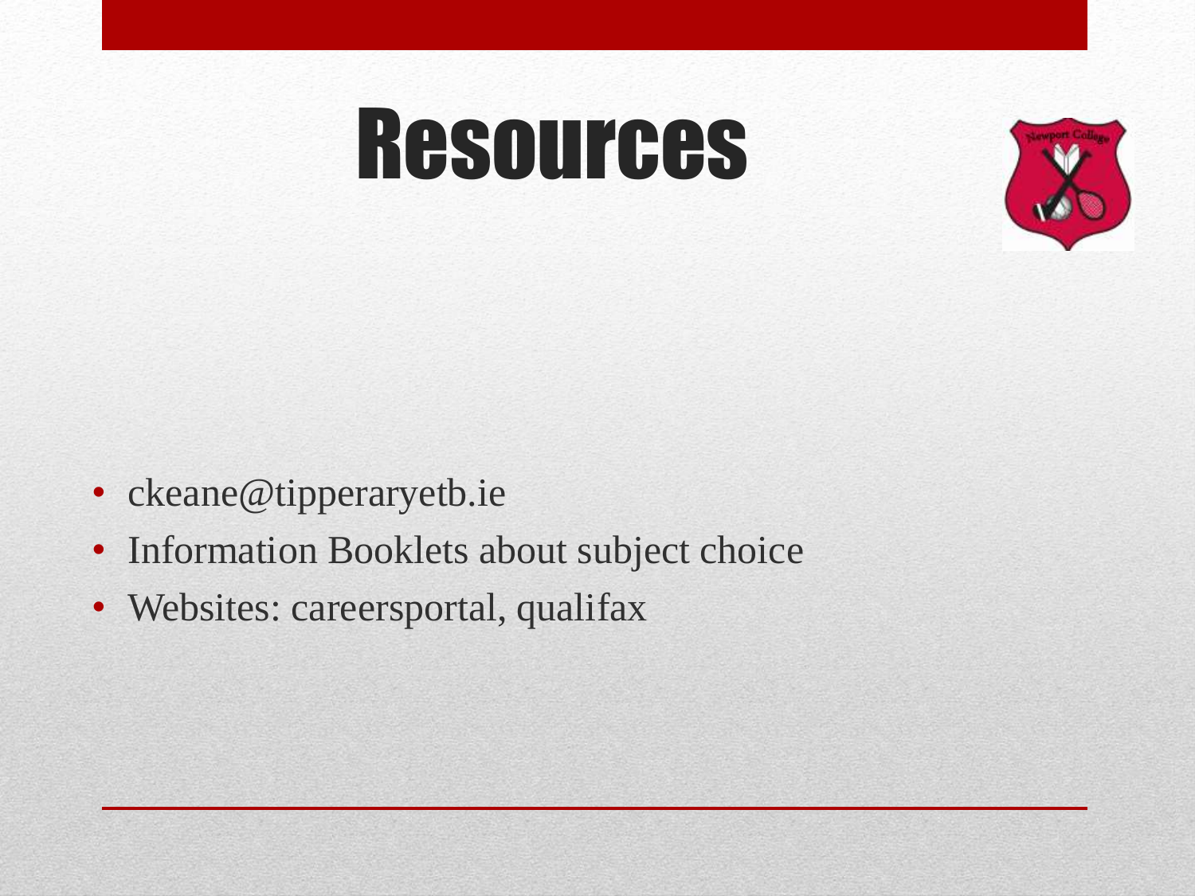# Resources

- ckeane@tipperaryetb.ie
- Information Booklets about subject choice
- Websites: careersportal, qualifax